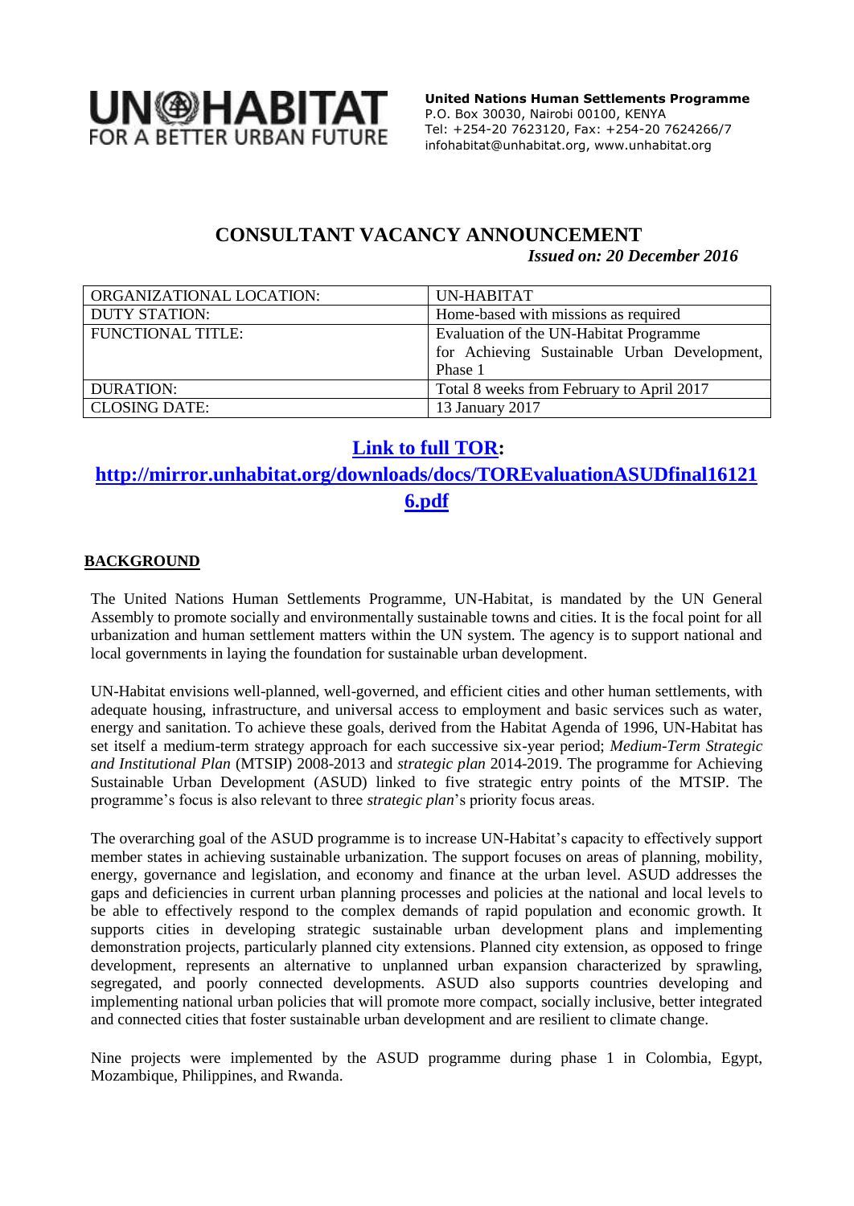**UN-HABITAT**
**FOR A BETTER URBAN FUTURE**

**United Nations Human Settlements Programme**
P.O. Box 30030, Nairobi 00100, KENYA
Tel: +254-20 7623120, Fax: +254-20 7624266/7
infohabitat@unhabitat.org, www.unhabitat.org

# CONSULTANT VACANCY ANNOUNCEMENT

***Issued on: 20 December 2016***

| ORGANIZATIONAL LOCATION: | UN-HABITAT |
|---|---|
| DUTY STATION: | Home-based with missions as required |
| FUNCTIONAL TITLE: | Evaluation of the UN-Habitat Programme for Achieving Sustainable Urban Development, Phase 1 |
| DURATION: | Total 8 weeks from February to April 2017 |
| CLOSING DATE: | 13 January 2017 |

## **Link to full TOR: http://mirror.unhabitat.org/downloads/docs/TOREvaluationASUDfinal161216.pdf**

## BACKGROUND

The United Nations Human Settlements Programme, UN-Habitat, is mandated by the UN General Assembly to promote socially and environmentally sustainable towns and cities. It is the focal point for all urbanization and human settlement matters within the UN system. The agency is to support national and local governments in laying the foundation for sustainable urban development.

UN-Habitat envisions well-planned, well-governed, and efficient cities and other human settlements, with adequate housing, infrastructure, and universal access to employment and basic services such as water, energy and sanitation. To achieve these goals, derived from the Habitat Agenda of 1996, UN-Habitat has set itself a medium-term strategy approach for each successive six-year period; *Medium-Term Strategic and Institutional Plan* (MTSIP) 2008-2013 and *strategic plan* 2014-2019. The programme for Achieving Sustainable Urban Development (ASUD) linked to five strategic entry points of the MTSIP. The programme's focus is also relevant to three *strategic plan*'s priority focus areas.

The overarching goal of the ASUD programme is to increase UN-Habitat's capacity to effectively support member states in achieving sustainable urbanization. The support focuses on areas of planning, mobility, energy, governance and legislation, and economy and finance at the urban level. ASUD addresses the gaps and deficiencies in current urban planning processes and policies at the national and local levels to be able to effectively respond to the complex demands of rapid population and economic growth. It supports cities in developing strategic sustainable urban development plans and implementing demonstration projects, particularly planned city extensions. Planned city extension, as opposed to fringe development, represents an alternative to unplanned urban expansion characterized by sprawling, segregated, and poorly connected developments. ASUD also supports countries developing and implementing national urban policies that will promote more compact, socially inclusive, better integrated and connected cities that foster sustainable urban development and are resilient to climate change.

Nine projects were implemented by the ASUD programme during phase 1 in Colombia, Egypt, Mozambique, Philippines, and Rwanda.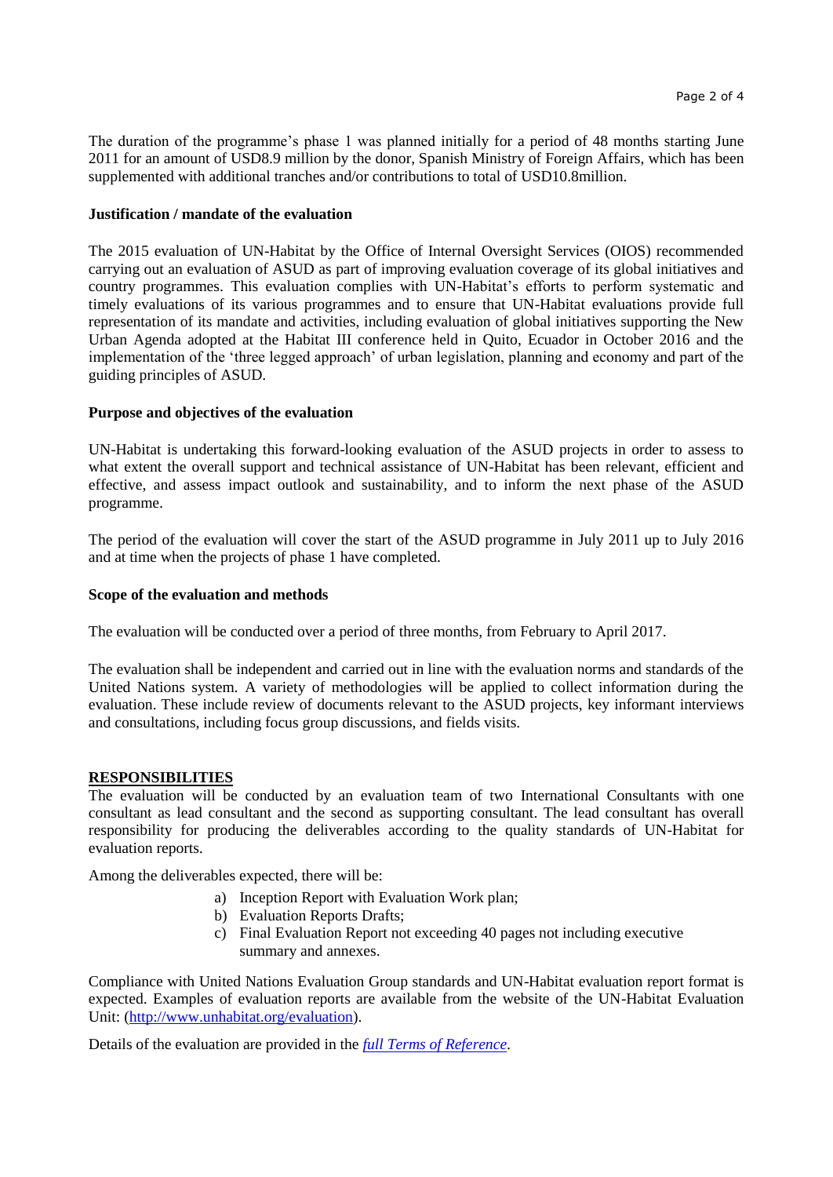The duration of the programme's phase 1 was planned initially for a period of 48 months starting June 2011 for an amount of USD8.9 million by the donor, Spanish Ministry of Foreign Affairs, which has been supplemented with additional tranches and/or contributions to total of USD10.8million.

**Justification / mandate of the evaluation**

The 2015 evaluation of UN-Habitat by the Office of Internal Oversight Services (OIOS) recommended carrying out an evaluation of ASUD as part of improving evaluation coverage of its global initiatives and country programmes. This evaluation complies with UN-Habitat's efforts to perform systematic and timely evaluations of its various programmes and to ensure that UN-Habitat evaluations provide full representation of its mandate and activities, including evaluation of global initiatives supporting the New Urban Agenda adopted at the Habitat III conference held in Quito, Ecuador in October 2016 and the implementation of the 'three legged approach' of urban legislation, planning and economy and part of the guiding principles of ASUD.

**Purpose and objectives of the evaluation**

UN-Habitat is undertaking this forward-looking evaluation of the ASUD projects in order to assess to what extent the overall support and technical assistance of UN-Habitat has been relevant, efficient and effective, and assess impact outlook and sustainability, and to inform the next phase of the ASUD programme.

The period of the evaluation will cover the start of the ASUD programme in July 2011 up to July 2016 and at time when the projects of phase 1 have completed.

**Scope of the evaluation and methods**

The evaluation will be conducted over a period of three months, from February to April 2017.

The evaluation shall be independent and carried out in line with the evaluation norms and standards of the United Nations system. A variety of methodologies will be applied to collect information during the evaluation. These include review of documents relevant to the ASUD projects, key informant interviews and consultations, including focus group discussions, and fields visits.

## RESPONSIBILITIES

The evaluation will be conducted by an evaluation team of two International Consultants with one consultant as lead consultant and the second as supporting consultant. The lead consultant has overall responsibility for producing the deliverables according to the quality standards of UN-Habitat for evaluation reports.

Among the deliverables expected, there will be:

a) Inception Report with Evaluation Work plan;
b) Evaluation Reports Drafts;
c) Final Evaluation Report not exceeding 40 pages not including executive summary and annexes.

Compliance with United Nations Evaluation Group standards and UN-Habitat evaluation report format is expected. Examples of evaluation reports are available from the website of the UN-Habitat Evaluation Unit: (http://www.unhabitat.org/evaluation).

Details of the evaluation are provided in the *full Terms of Reference*.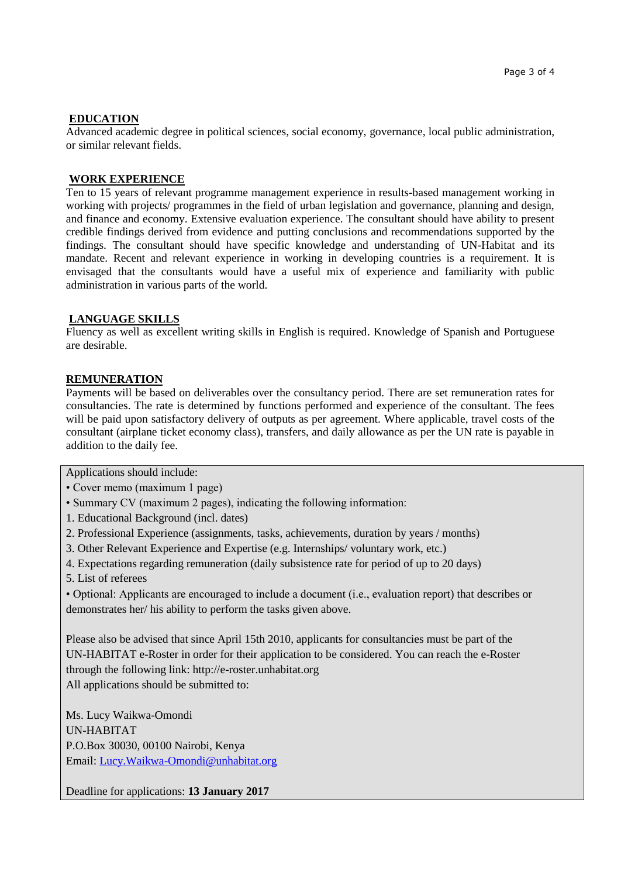## EDUCATION

Advanced academic degree in political sciences, social economy, governance, local public administration, or similar relevant fields.

## WORK EXPERIENCE

Ten to 15 years of relevant programme management experience in results-based management working in working with projects/ programmes in the field of urban legislation and governance, planning and design, and finance and economy. Extensive evaluation experience. The consultant should have ability to present credible findings derived from evidence and putting conclusions and recommendations supported by the findings. The consultant should have specific knowledge and understanding of UN-Habitat and its mandate. Recent and relevant experience in working in developing countries is a requirement. It is envisaged that the consultants would have a useful mix of experience and familiarity with public administration in various parts of the world.

## LANGUAGE SKILLS

Fluency as well as excellent writing skills in English is required. Knowledge of Spanish and Portuguese are desirable.

## REMUNERATION

Payments will be based on deliverables over the consultancy period. There are set remuneration rates for consultancies. The rate is determined by functions performed and experience of the consultant. The fees will be paid upon satisfactory delivery of outputs as per agreement. Where applicable, travel costs of the consultant (airplane ticket economy class), transfers, and daily allowance as per the UN rate is payable in addition to the daily fee.

Applications should include:

- Cover memo (maximum 1 page)
- Summary CV (maximum 2 pages), indicating the following information:

1. Educational Background (incl. dates)
2. Professional Experience (assignments, tasks, achievements, duration by years / months)
3. Other Relevant Experience and Expertise (e.g. Internships/ voluntary work, etc.)
4. Expectations regarding remuneration (daily subsistence rate for period of up to 20 days)
5. List of referees

- Optional: Applicants are encouraged to include a document (i.e., evaluation report) that describes or demonstrates her/ his ability to perform the tasks given above.

Please also be advised that since April 15th 2010, applicants for consultancies must be part of the UN-HABITAT e-Roster in order for their application to be considered. You can reach the e-Roster through the following link: http://e-roster.unhabitat.org

All applications should be submitted to:

Ms. Lucy Waikwa-Omondi
UN-HABITAT
P.O.Box 30030, 00100 Nairobi, Kenya
Email: Lucy.Waikwa-Omondi@unhabitat.org

Deadline for applications: **13 January 2017**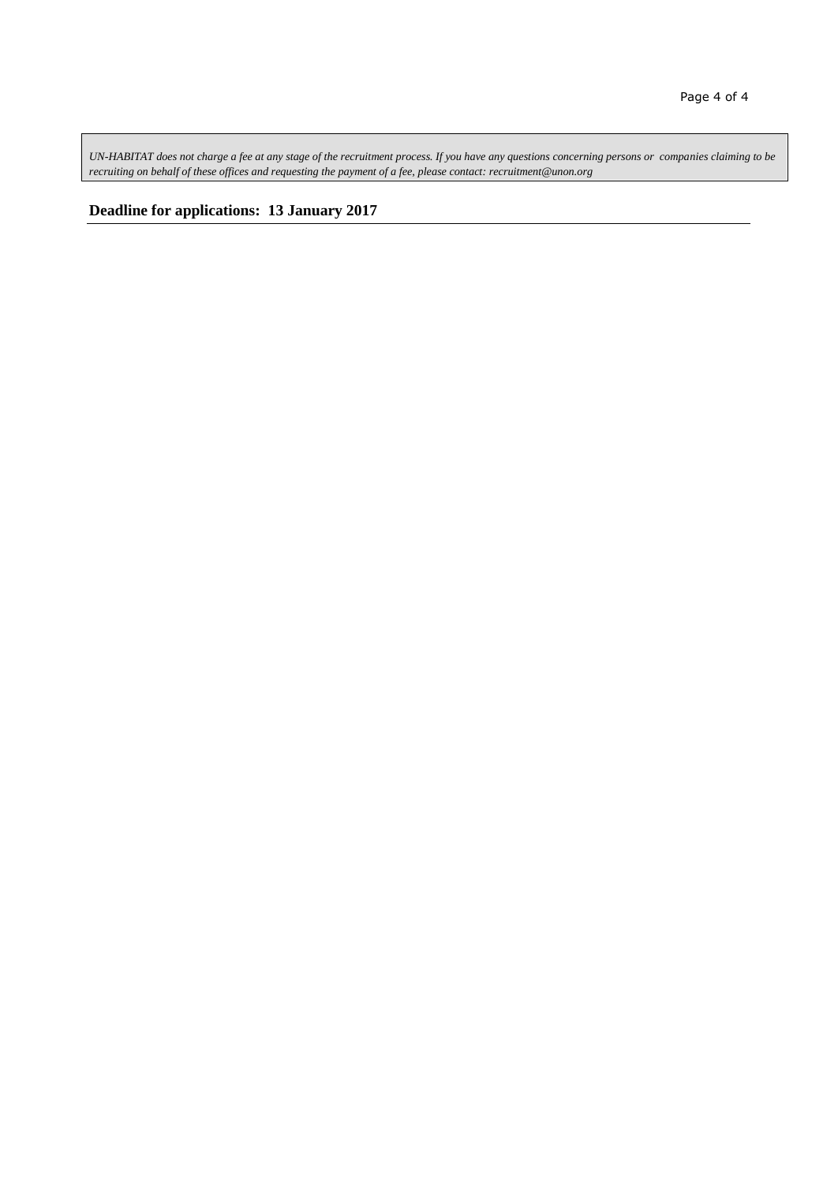*UN-HABITAT does not charge a fee at any stage of the recruitment process. If you have any questions concerning persons or companies claiming to be recruiting on behalf of these offices and requesting the payment of a fee, please contact: recruitment@unon.org*

**Deadline for applications: 13 January 2017**